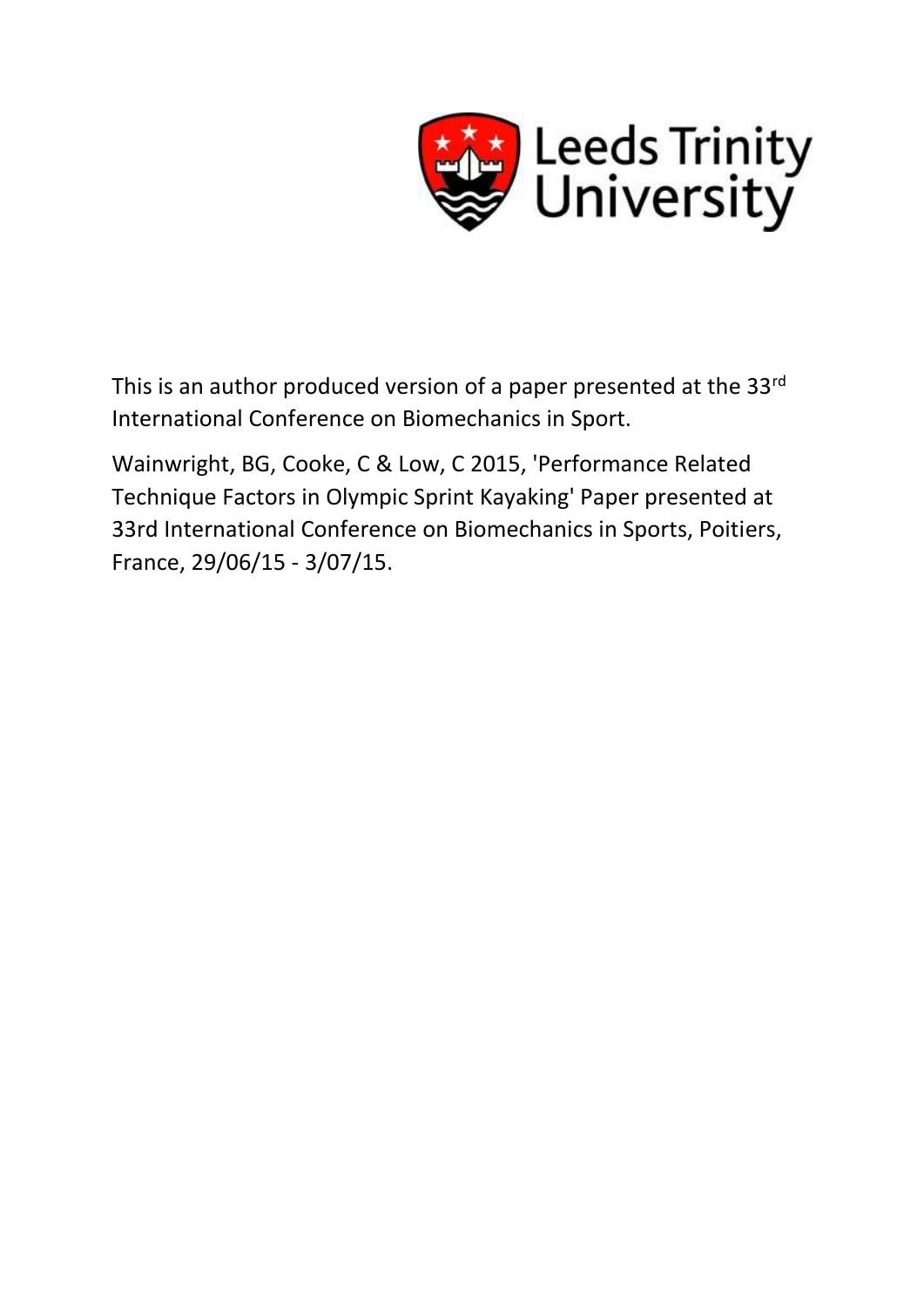Leeds Trinity University

This is an author produced version of a paper presented at the 33rd International Conference on Biomechanics in Sport.

Wainwright, BG, Cooke, C & Low, C 2015, 'Performance Related Technique Factors in Olympic Sprint Kayaking' Paper presented at 33rd International Conference on Biomechanics in Sports, Poitiers, France, 29/06/15 - 3/07/15.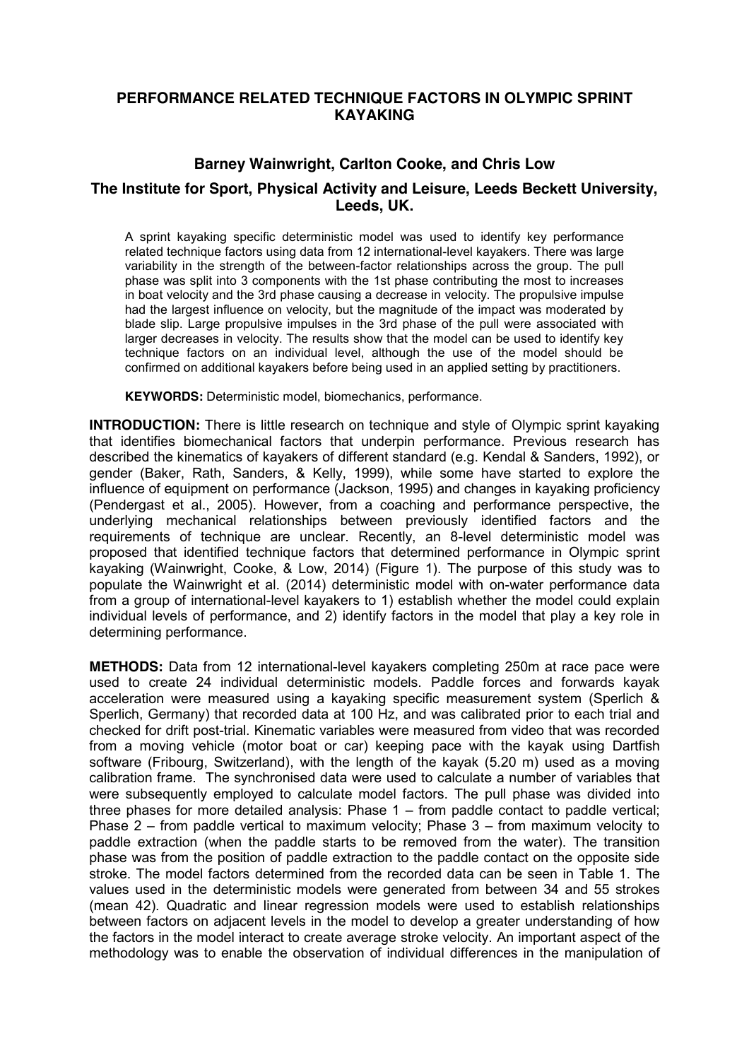# PERFORMANCE RELATED TECHNIQUE FACTORS IN OLYMPIC SPRINT KAYAKING

## Barney Wainwright, Carlton Cooke, and Chris Low

### The Institute for Sport, Physical Activity and Leisure, Leeds Beckett University, Leeds, UK.

A sprint kayaking specific deterministic model was used to identify key performance related technique factors using data from 12 international-level kayakers. There was large variability in the strength of the between-factor relationships across the group. The pull phase was split into 3 components with the 1st phase contributing the most to increases in boat velocity and the 3rd phase causing a decrease in velocity. The propulsive impulse had the largest influence on velocity, but the magnitude of the impact was moderated by blade slip. Large propulsive impulses in the 3rd phase of the pull were associated with larger decreases in velocity. The results show that the model can be used to identify key technique factors on an individual level, although the use of the model should be confirmed on additional kayakers before being used in an applied setting by practitioners.

**KEYWORDS:** Deterministic model, biomechanics, performance.

**INTRODUCTION:** There is little research on technique and style of Olympic sprint kayaking that identifies biomechanical factors that underpin performance. Previous research has described the kinematics of kayakers of different standard (e.g. Kendal & Sanders, 1992), or gender (Baker, Rath, Sanders, & Kelly, 1999), while some have started to explore the influence of equipment on performance (Jackson, 1995) and changes in kayaking proficiency (Pendergast et al., 2005). However, from a coaching and performance perspective, the underlying mechanical relationships between previously identified factors and the requirements of technique are unclear. Recently, an 8-level deterministic model was proposed that identified technique factors that determined performance in Olympic sprint kayaking (Wainwright, Cooke, & Low, 2014) (Figure 1). The purpose of this study was to populate the Wainwright et al. (2014) deterministic model with on-water performance data from a group of international-level kayakers to 1) establish whether the model could explain individual levels of performance, and 2) identify factors in the model that play a key role in determining performance.

**METHODS:** Data from 12 international-level kayakers completing 250m at race pace were used to create 24 individual deterministic models. Paddle forces and forwards kayak acceleration were measured using a kayaking specific measurement system (Sperlich & Sperlich, Germany) that recorded data at 100 Hz, and was calibrated prior to each trial and checked for drift post-trial. Kinematic variables were measured from video that was recorded from a moving vehicle (motor boat or car) keeping pace with the kayak using Dartfish software (Fribourg, Switzerland), with the length of the kayak (5.20 m) used as a moving calibration frame. The synchronised data were used to calculate a number of variables that were subsequently employed to calculate model factors. The pull phase was divided into three phases for more detailed analysis: Phase 1 – from paddle contact to paddle vertical; Phase 2 – from paddle vertical to maximum velocity; Phase 3 – from maximum velocity to paddle extraction (when the paddle starts to be removed from the water). The transition phase was from the position of paddle extraction to the paddle contact on the opposite side stroke. The model factors determined from the recorded data can be seen in Table 1. The values used in the deterministic models were generated from between 34 and 55 strokes (mean 42). Quadratic and linear regression models were used to establish relationships between factors on adjacent levels in the model to develop a greater understanding of how the factors in the model interact to create average stroke velocity. An important aspect of the methodology was to enable the observation of individual differences in the manipulation of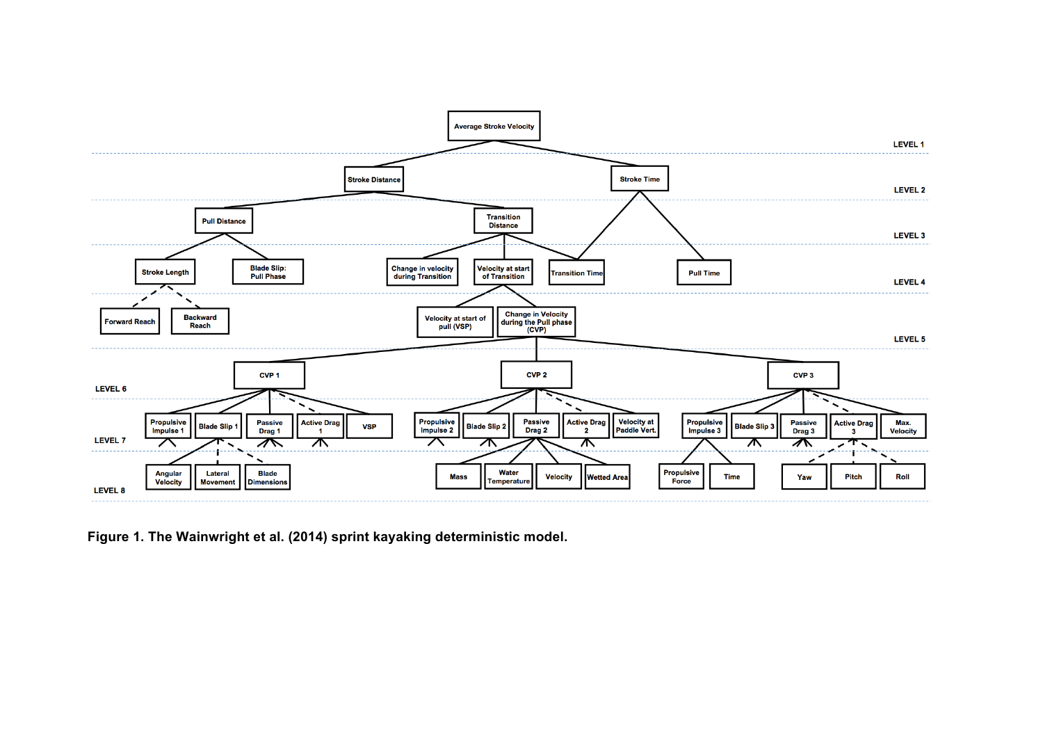**Figure 1. The Wainwright et al. (2014) sprint kayaking deterministic model.**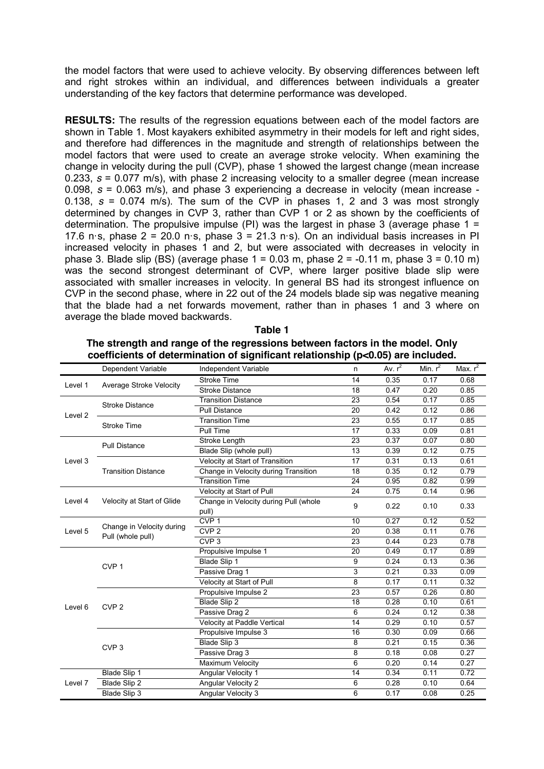the model factors that were used to achieve velocity. By observing differences between left and right strokes within an individual, and differences between individuals a greater understanding of the key factors that determine performance was developed.

**RESULTS:** The results of the regression equations between each of the model factors are shown in Table 1. Most kayakers exhibited asymmetry in their models for left and right sides, and therefore had differences in the magnitude and strength of relationships between the model factors that were used to create an average stroke velocity. When examining the change in velocity during the pull (CVP), phase 1 showed the largest change (mean increase 0.233, $s$ = 0.077 m/s), with phase 2 increasing velocity to a smaller degree (mean increase 0.098, $s$ = 0.063 m/s), and phase 3 experiencing a decrease in velocity (mean increase -0.138, $s$ = 0.074 m/s). The sum of the CVP in phases 1, 2 and 3 was most strongly determined by changes in CVP 3, rather than CVP 1 or 2 as shown by the coefficients of determination. The propulsive impulse (PI) was the largest in phase 3 (average phase 1 = 17.6 n·s, phase 2 = 20.0 n·s, phase 3 = 21.3 n·s). On an individual basis increases in PI increased velocity in phases 1 and 2, but were associated with decreases in velocity in phase 3. Blade slip (BS) (average phase 1 = 0.03 m, phase 2 = -0.11 m, phase 3 = 0.10 m) was the second strongest determinant of CVP, where larger positive blade slip were associated with smaller increases in velocity. In general BS had its strongest influence on CVP in the second phase, where in 22 out of the 24 models blade sip was negative meaning that the blade had a net forwards movement, rather than in phases 1 and 3 where on average the blade moved backwards.

**Table 1**

**The strength and range of the regressions between factors in the model. Only coefficients of determination of significant relationship ($p$<0.05) are included.**

| | Dependent Variable | Independent Variable | n | Av. $r^2$ | Min. $r^2$ | Max. $r^2$ |
|---|---|---|---|---|---|---|
| Level 1 | Average Stroke Velocity | Stroke Time | 14 | 0.35 | 0.17 | 0.68 |
| | | Stroke Distance | 18 | 0.47 | 0.20 | 0.85 |
| Level 2 | Stroke Distance | Transition Distance | 23 | 0.54 | 0.17 | 0.85 |
| | | Pull Distance | 20 | 0.42 | 0.12 | 0.86 |
| | Stroke Time | Transition Time | 23 | 0.55 | 0.17 | 0.85 |
| | | Pull Time | 17 | 0.33 | 0.09 | 0.81 |
| Level 3 | Pull Distance | Stroke Length | 23 | 0.37 | 0.07 | 0.80 |
| | | Blade Slip (whole pull) | 13 | 0.39 | 0.12 | 0.75 |
| | Transition Distance | Velocity at Start of Transition | 17 | 0.31 | 0.13 | 0.61 |
| | | Change in Velocity during Transition | 18 | 0.35 | 0.12 | 0.79 |
| | | Transition Time | 24 | 0.95 | 0.82 | 0.99 |
| Level 4 | Velocity at Start of Glide | Velocity at Start of Pull | 24 | 0.75 | 0.14 | 0.96 |
| | | Change in Velocity during Pull (whole pull) | 9 | 0.22 | 0.10 | 0.33 |
| Level 5 | Change in Velocity during Pull (whole pull) | CVP 1 | 10 | 0.27 | 0.12 | 0.52 |
| | | CVP 2 | 20 | 0.38 | 0.11 | 0.76 |
| | | CVP 3 | 23 | 0.44 | 0.23 | 0.78 |
| Level 6 | CVP 1 | Propulsive Impulse 1 | 20 | 0.49 | 0.17 | 0.89 |
| | | Blade Slip 1 | 9 | 0.24 | 0.13 | 0.36 |
| | | Passive Drag 1 | 3 | 0.21 | 0.33 | 0.09 |
| | | Velocity at Start of Pull | 8 | 0.17 | 0.11 | 0.32 |
| | CVP 2 | Propulsive Impulse 2 | 23 | 0.57 | 0.26 | 0.80 |
| | | Blade Slip 2 | 18 | 0.28 | 0.10 | 0.61 |
| | | Passive Drag 2 | 6 | 0.24 | 0.12 | 0.38 |
| | | Velocity at Paddle Vertical | 14 | 0.29 | 0.10 | 0.57 |
| | CVP 3 | Propulsive Impulse 3 | 16 | 0.30 | 0.09 | 0.66 |
| | | Blade Slip 3 | 8 | 0.21 | 0.15 | 0.36 |
| | | Passive Drag 3 | 8 | 0.18 | 0.08 | 0.27 |
| | | Maximum Velocity | 6 | 0.20 | 0.14 | 0.27 |
| Level 7 | Blade Slip 1 | Angular Velocity 1 | 14 | 0.34 | 0.11 | 0.72 |
| | Blade Slip 2 | Angular Velocity 2 | 6 | 0.28 | 0.10 | 0.64 |
| | Blade Slip 3 | Angular Velocity 3 | 6 | 0.17 | 0.08 | 0.25 |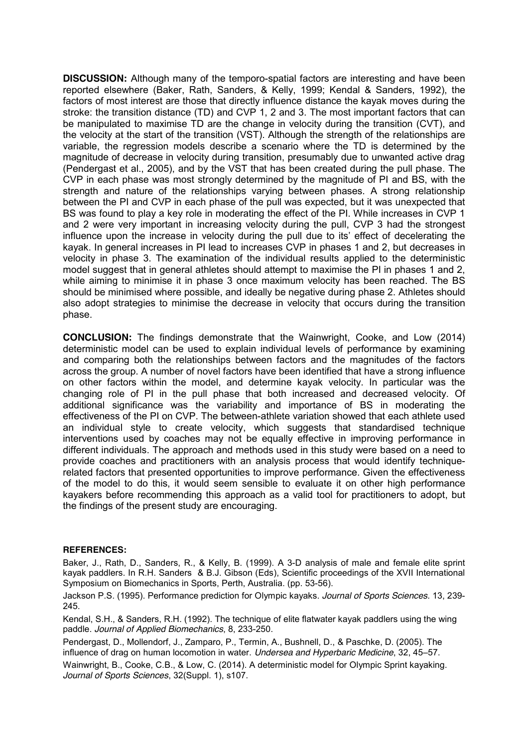**DISCUSSION:** Although many of the temporo-spatial factors are interesting and have been reported elsewhere (Baker, Rath, Sanders, & Kelly, 1999; Kendal & Sanders, 1992), the factors of most interest are those that directly influence distance the kayak moves during the stroke: the transition distance (TD) and CVP 1, 2 and 3. The most important factors that can be manipulated to maximise TD are the change in velocity during the transition (CVT), and the velocity at the start of the transition (VST). Although the strength of the relationships are variable, the regression models describe a scenario where the TD is determined by the magnitude of decrease in velocity during transition, presumably due to unwanted active drag (Pendergast et al., 2005), and by the VST that has been created during the pull phase. The CVP in each phase was most strongly determined by the magnitude of PI and BS, with the strength and nature of the relationships varying between phases. A strong relationship between the PI and CVP in each phase of the pull was expected, but it was unexpected that BS was found to play a key role in moderating the effect of the PI. While increases in CVP 1 and 2 were very important in increasing velocity during the pull, CVP 3 had the strongest influence upon the increase in velocity during the pull due to its' effect of decelerating the kayak. In general increases in PI lead to increases CVP in phases 1 and 2, but decreases in velocity in phase 3. The examination of the individual results applied to the deterministic model suggest that in general athletes should attempt to maximise the PI in phases 1 and 2, while aiming to minimise it in phase 3 once maximum velocity has been reached. The BS should be minimised where possible, and ideally be negative during phase 2. Athletes should also adopt strategies to minimise the decrease in velocity that occurs during the transition phase.

**CONCLUSION:** The findings demonstrate that the Wainwright, Cooke, and Low (2014) deterministic model can be used to explain individual levels of performance by examining and comparing both the relationships between factors and the magnitudes of the factors across the group. A number of novel factors have been identified that have a strong influence on other factors within the model, and determine kayak velocity. In particular was the changing role of PI in the pull phase that both increased and decreased velocity. Of additional significance was the variability and importance of BS in moderating the effectiveness of the PI on CVP. The between-athlete variation showed that each athlete used an individual style to create velocity, which suggests that standardised technique interventions used by coaches may not be equally effective in improving performance in different individuals. The approach and methods used in this study were based on a need to provide coaches and practitioners with an analysis process that would identify technique-related factors that presented opportunities to improve performance. Given the effectiveness of the model to do this, it would seem sensible to evaluate it on other high performance kayakers before recommending this approach as a valid tool for practitioners to adopt, but the findings of the present study are encouraging.

**REFERENCES:**

Baker, J., Rath, D., Sanders, R., & Kelly, B. (1999). A 3-D analysis of male and female elite sprint kayak paddlers. In R.H. Sanders & B.J. Gibson (Eds), Scientific proceedings of the XVII International Symposium on Biomechanics in Sports, Perth, Australia. (pp. 53-56).

Jackson P.S. (1995). Performance prediction for Olympic kayaks. *Journal of Sports Sciences.* 13, 239-245.

Kendal, S.H., & Sanders, R.H. (1992). The technique of elite flatwater kayak paddlers using the wing paddle. *Journal of Applied Biomechanics*, 8, 233-250.

Pendergast, D., Mollendorf, J., Zamparo, P., Termin, A., Bushnell, D., & Paschke, D. (2005). The influence of drag on human locomotion in water. *Undersea and Hyperbaric Medicine*, 32, 45–57.

Wainwright, B., Cooke, C.B., & Low, C. (2014). A deterministic model for Olympic Sprint kayaking. *Journal of Sports Sciences*, 32(Suppl. 1), s107.